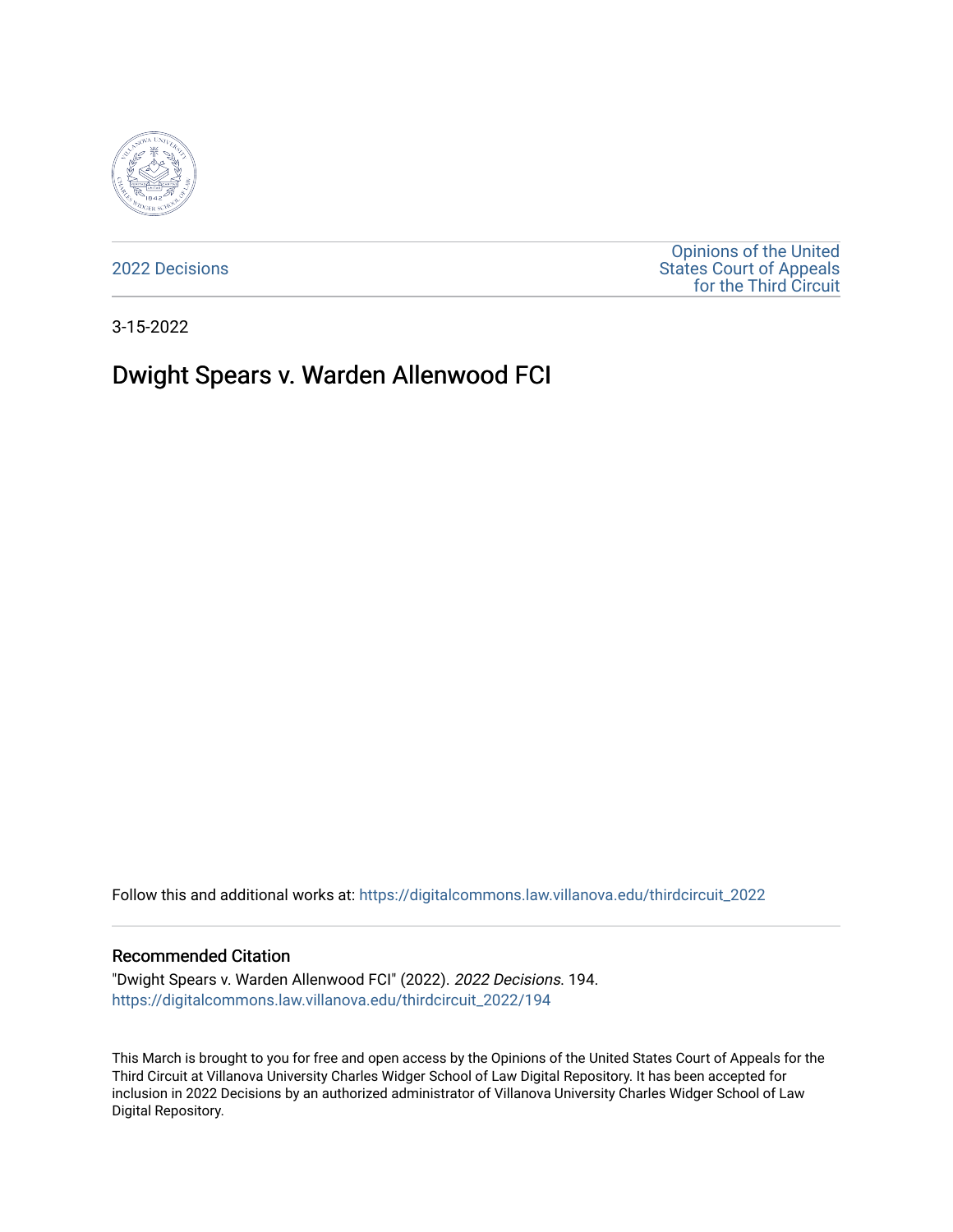2022 Decisions

Opinions of the United States Court of Appeals for the Third Circuit

3-15-2022

# Dwight Spears v. Warden Allenwood FCI

Follow this and additional works at: https://digitalcommons.law.villanova.edu/thirdcircuit_2022

## Recommended Citation

"Dwight Spears v. Warden Allenwood FCI" (2022). *2022 Decisions*. 194.
https://digitalcommons.law.villanova.edu/thirdcircuit_2022/194

This March is brought to you for free and open access by the Opinions of the United States Court of Appeals for the Third Circuit at Villanova University Charles Widger School of Law Digital Repository. It has been accepted for inclusion in 2022 Decisions by an authorized administrator of Villanova University Charles Widger School of Law Digital Repository.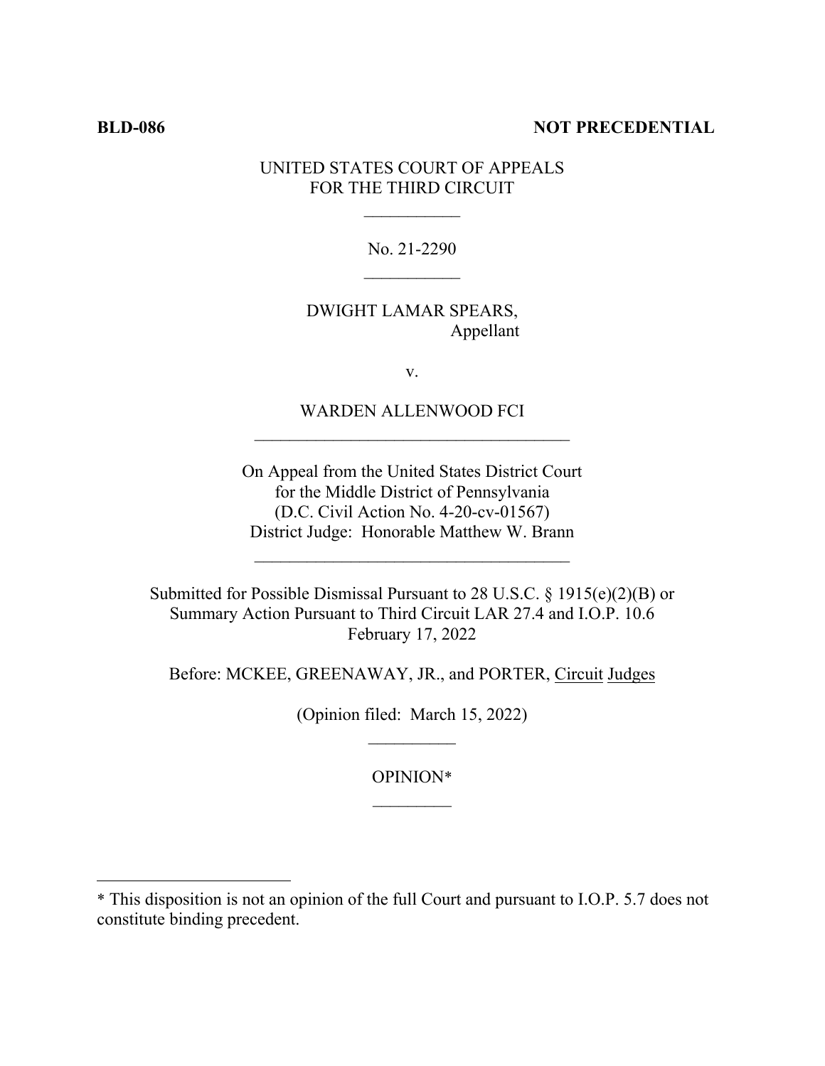**BLD-086** **NOT PRECEDENTIAL**

UNITED STATES COURT OF APPEALS
FOR THE THIRD CIRCUIT

\_\_\_\_\_\_\_\_\_\_\_

No. 21-2290

\_\_\_\_\_\_\_\_\_\_\_

DWIGHT LAMAR SPEARS,
Appellant

v.

WARDEN ALLENWOOD FCI

\_\_\_\_\_\_\_\_\_\_\_\_\_\_\_\_\_\_\_\_\_\_\_\_\_\_\_\_\_\_\_\_\_\_\_\_

On Appeal from the United States District Court
for the Middle District of Pennsylvania
(D.C. Civil Action No. 4-20-cv-01567)
District Judge: Honorable Matthew W. Brann

\_\_\_\_\_\_\_\_\_\_\_\_\_\_\_\_\_\_\_\_\_\_\_\_\_\_\_\_\_\_\_\_\_\_\_\_

Submitted for Possible Dismissal Pursuant to 28 U.S.C. § 1915(e)(2)(B) or
Summary Action Pursuant to Third Circuit LAR 27.4 and I.O.P. 10.6
February 17, 2022

Before: MCKEE, GREENAWAY, JR., and PORTER, Circuit Judges

(Opinion filed: March 15, 2022)

\_\_\_\_\_\_\_\_\_\_

OPINION*

\_\_\_\_\_\_\_\_\_

---

* This disposition is not an opinion of the full Court and pursuant to I.O.P. 5.7 does not constitute binding precedent.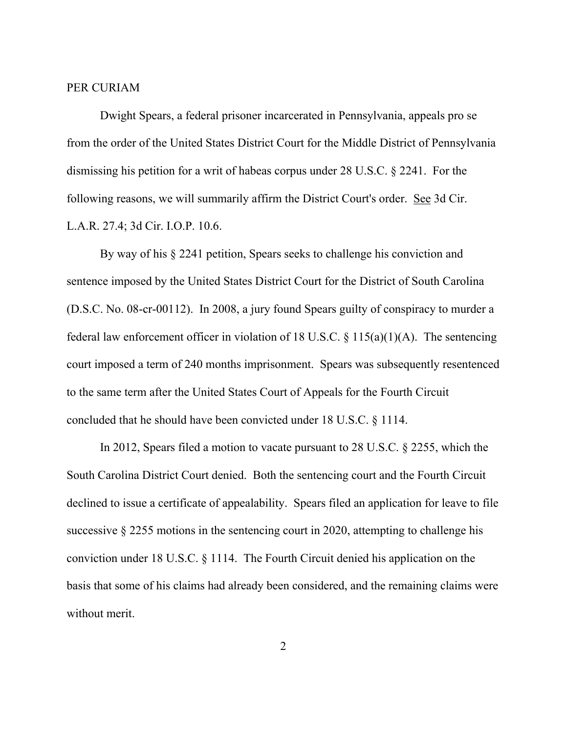PER CURIAM

Dwight Spears, a federal prisoner incarcerated in Pennsylvania, appeals pro se from the order of the United States District Court for the Middle District of Pennsylvania dismissing his petition for a writ of habeas corpus under 28 U.S.C. § 2241. For the following reasons, we will summarily affirm the District Court's order. See 3d Cir. L.A.R. 27.4; 3d Cir. I.O.P. 10.6.

By way of his § 2241 petition, Spears seeks to challenge his conviction and sentence imposed by the United States District Court for the District of South Carolina (D.S.C. No. 08-cr-00112). In 2008, a jury found Spears guilty of conspiracy to murder a federal law enforcement officer in violation of 18 U.S.C. § 115(a)(1)(A). The sentencing court imposed a term of 240 months imprisonment. Spears was subsequently resentenced to the same term after the United States Court of Appeals for the Fourth Circuit concluded that he should have been convicted under 18 U.S.C. § 1114.

In 2012, Spears filed a motion to vacate pursuant to 28 U.S.C. § 2255, which the South Carolina District Court denied. Both the sentencing court and the Fourth Circuit declined to issue a certificate of appealability. Spears filed an application for leave to file successive § 2255 motions in the sentencing court in 2020, attempting to challenge his conviction under 18 U.S.C. § 1114. The Fourth Circuit denied his application on the basis that some of his claims had already been considered, and the remaining claims were without merit.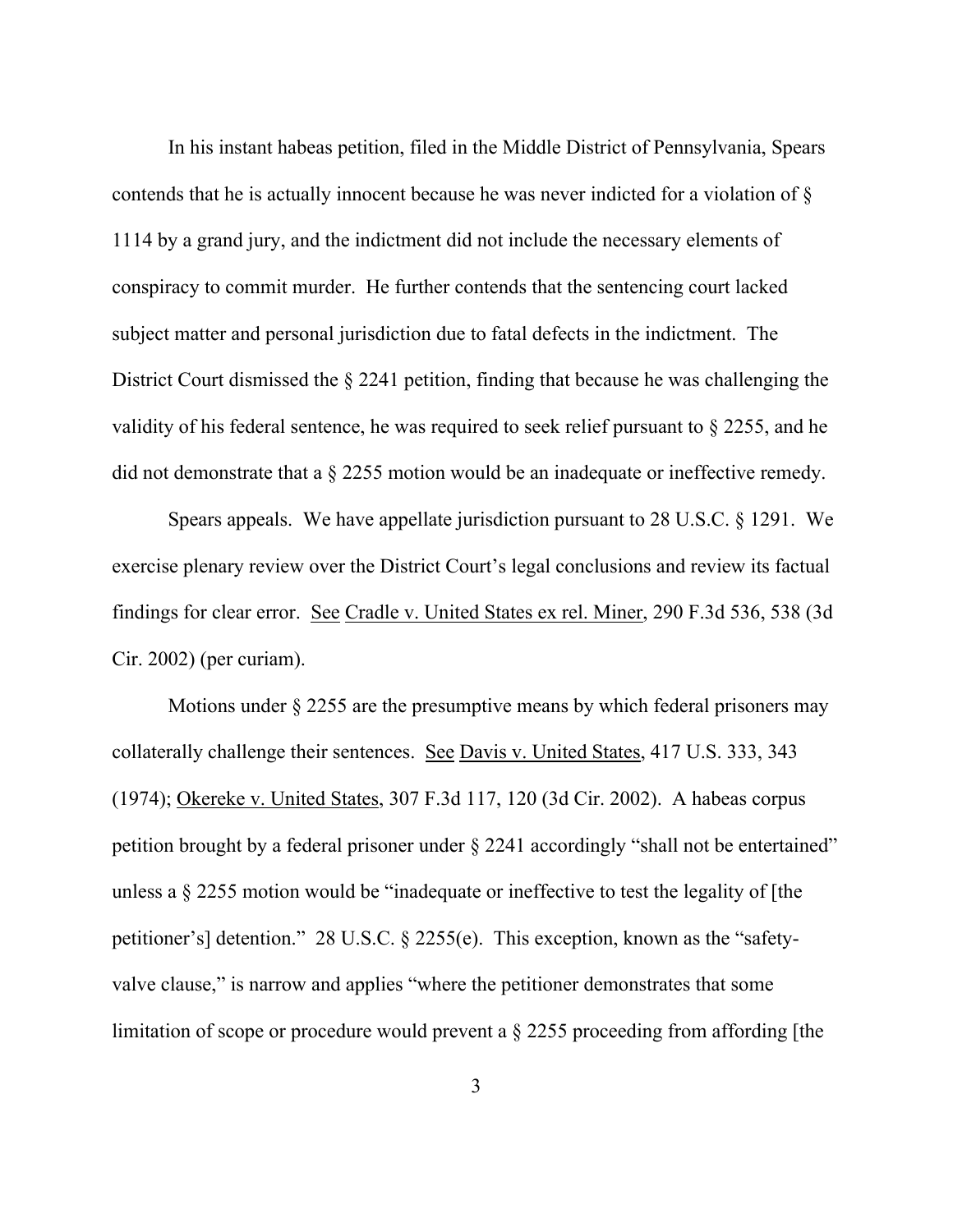In his instant habeas petition, filed in the Middle District of Pennsylvania, Spears contends that he is actually innocent because he was never indicted for a violation of § 1114 by a grand jury, and the indictment did not include the necessary elements of conspiracy to commit murder. He further contends that the sentencing court lacked subject matter and personal jurisdiction due to fatal defects in the indictment. The District Court dismissed the § 2241 petition, finding that because he was challenging the validity of his federal sentence, he was required to seek relief pursuant to § 2255, and he did not demonstrate that a § 2255 motion would be an inadequate or ineffective remedy.

Spears appeals. We have appellate jurisdiction pursuant to 28 U.S.C. § 1291. We exercise plenary review over the District Court's legal conclusions and review its factual findings for clear error. See Cradle v. United States ex rel. Miner, 290 F.3d 536, 538 (3d Cir. 2002) (per curiam).

Motions under § 2255 are the presumptive means by which federal prisoners may collaterally challenge their sentences. See Davis v. United States, 417 U.S. 333, 343 (1974); Okereke v. United States, 307 F.3d 117, 120 (3d Cir. 2002). A habeas corpus petition brought by a federal prisoner under § 2241 accordingly "shall not be entertained" unless a § 2255 motion would be "inadequate or ineffective to test the legality of [the petitioner's] detention." 28 U.S.C. § 2255(e). This exception, known as the "safety-valve clause," is narrow and applies "where the petitioner demonstrates that some limitation of scope or procedure would prevent a § 2255 proceeding from affording [the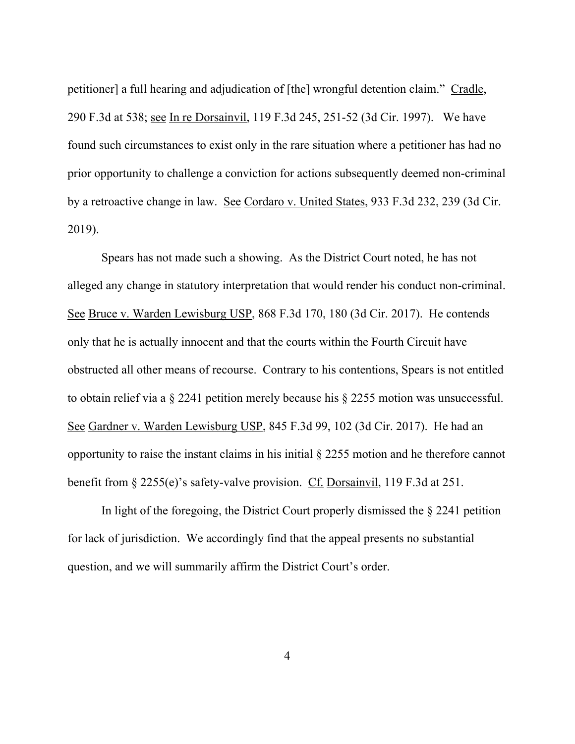petitioner] a full hearing and adjudication of [the] wrongful detention claim." Cradle, 290 F.3d at 538; see In re Dorsainvil, 119 F.3d 245, 251-52 (3d Cir. 1997). We have found such circumstances to exist only in the rare situation where a petitioner has had no prior opportunity to challenge a conviction for actions subsequently deemed non-criminal by a retroactive change in law. See Cordaro v. United States, 933 F.3d 232, 239 (3d Cir. 2019).

Spears has not made such a showing. As the District Court noted, he has not alleged any change in statutory interpretation that would render his conduct non-criminal. See Bruce v. Warden Lewisburg USP, 868 F.3d 170, 180 (3d Cir. 2017). He contends only that he is actually innocent and that the courts within the Fourth Circuit have obstructed all other means of recourse. Contrary to his contentions, Spears is not entitled to obtain relief via a § 2241 petition merely because his § 2255 motion was unsuccessful. See Gardner v. Warden Lewisburg USP, 845 F.3d 99, 102 (3d Cir. 2017). He had an opportunity to raise the instant claims in his initial § 2255 motion and he therefore cannot benefit from § 2255(e)'s safety-valve provision. Cf. Dorsainvil, 119 F.3d at 251.

In light of the foregoing, the District Court properly dismissed the § 2241 petition for lack of jurisdiction. We accordingly find that the appeal presents no substantial question, and we will summarily affirm the District Court's order.